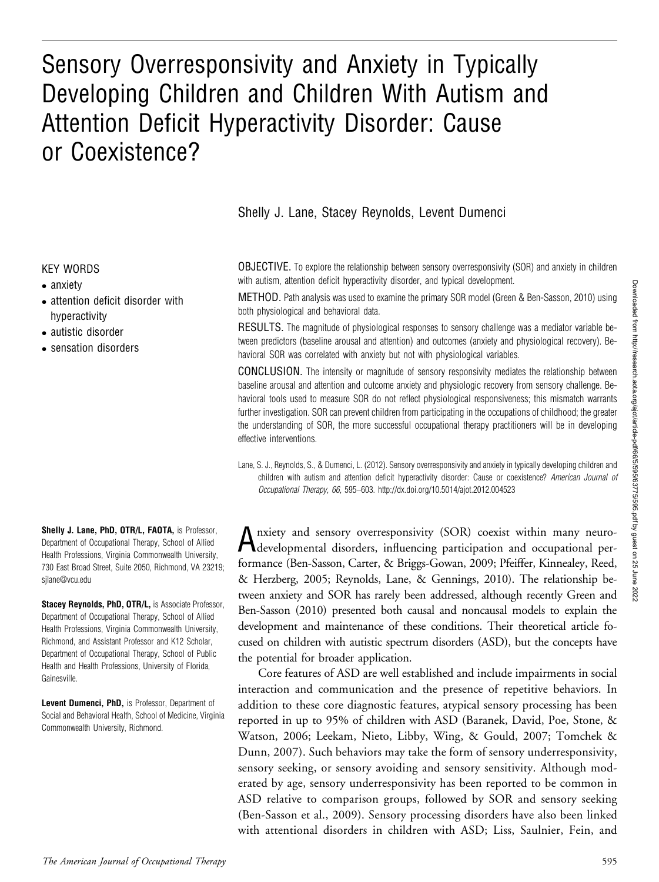# Sensory Overresponsivity and Anxiety in Typically Developing Children and Children With Autism and Attention Deficit Hyperactivity Disorder: Cause or Coexistence?

Shelly J. Lane, Stacey Reynolds, Levent Dumenci

KEY WORDS

- anxiety
- attention deficit disorder with hyperactivity
- autistic disorder
- sensation disorders

**OBJECTIVE.** To explore the relationship between sensory overresponsivity (SOR) and anxiety in children with autism, attention deficit hyperactivity disorder, and typical development.

**METHOD.** Path analysis was used to examine the primary SOR model (Green & Ben-Sasson, 2010) using both physiological and behavioral data.

**RESULTS.** The magnitude of physiological responses to sensory challenge was a mediator variable between predictors (baseline arousal and attention) and outcomes (anxiety and physiological recovery). Behavioral SOR was correlated with anxiety but not with physiological variables.

**CONCLUSION.** The intensity or magnitude of sensory responsivity mediates the relationship between baseline arousal and attention and outcome anxiety and physiologic recovery from sensory challenge. Behavioral tools used to measure SOR do not reflect physiological responsiveness; this mismatch warrants further investigation. SOR can prevent children from participating in the occupations of childhood; the greater the understanding of SOR, the more successful occupational therapy practitioners will be in developing effective interventions.

Lane, S. J., Reynolds, S., & Dumenci, L. (2012). Sensory overresponsivity and anxiety in typically developing children and children with autism and attention deficit hyperactivity disorder: Cause or coexistence? *American Journal of Occupational Therapy, 66*, 595–603. http://dx.doi.org/10.5014/ajot.2012.004523

**Shelly J. Lane, PhD, OTR/L, FAOTA,** is Professor, Department of Occupational Therapy, School of Allied Health Professions, Virginia Commonwealth University, 730 East Broad Street, Suite 2050, Richmond, VA 23219; sjlane@vcu.edu

**Stacey Reynolds, PhD, OTR/L,** is Associate Professor, Department of Occupational Therapy, School of Allied Health Professions, Virginia Commonwealth University, Richmond, and Assistant Professor and K12 Scholar, Department of Occupational Therapy, School of Public Health and Health Professions, University of Florida, Gainesville.

**Levent Dumenci, PhD,** is Professor, Department of Social and Behavioral Health, School of Medicine, Virginia Commonwealth University, Richmond.

Anxiety and sensory overresponsivity (SOR) coexist within many neurodevelopmental disorders, influencing participation and occupational performance (Ben-Sasson, Carter, & Briggs-Gowan, 2009; Pfeiffer, Kinnealey, Reed, & Herzberg, 2005; Reynolds, Lane, & Gennings, 2010). The relationship between anxiety and SOR has rarely been addressed, although recently Green and Ben-Sasson (2010) presented both causal and noncausal models to explain the development and maintenance of these conditions. Their theoretical article focused on children with autistic spectrum disorders (ASD), but the concepts have the potential for broader application.

Core features of ASD are well established and include impairments in social interaction and communication and the presence of repetitive behaviors. In addition to these core diagnostic features, atypical sensory processing has been reported in up to 95% of children with ASD (Baranek, David, Poe, Stone, & Watson, 2006; Leekam, Nieto, Libby, Wing, & Gould, 2007; Tomchek & Dunn, 2007). Such behaviors may take the form of sensory underresponsivity, sensory seeking, or sensory avoiding and sensory sensitivity. Although moderated by age, sensory underresponsivity has been reported to be common in ASD relative to comparison groups, followed by SOR and sensory seeking (Ben-Sasson et al., 2009). Sensory processing disorders have also been linked with attentional disorders in children with ASD; Liss, Saulnier, Fein, and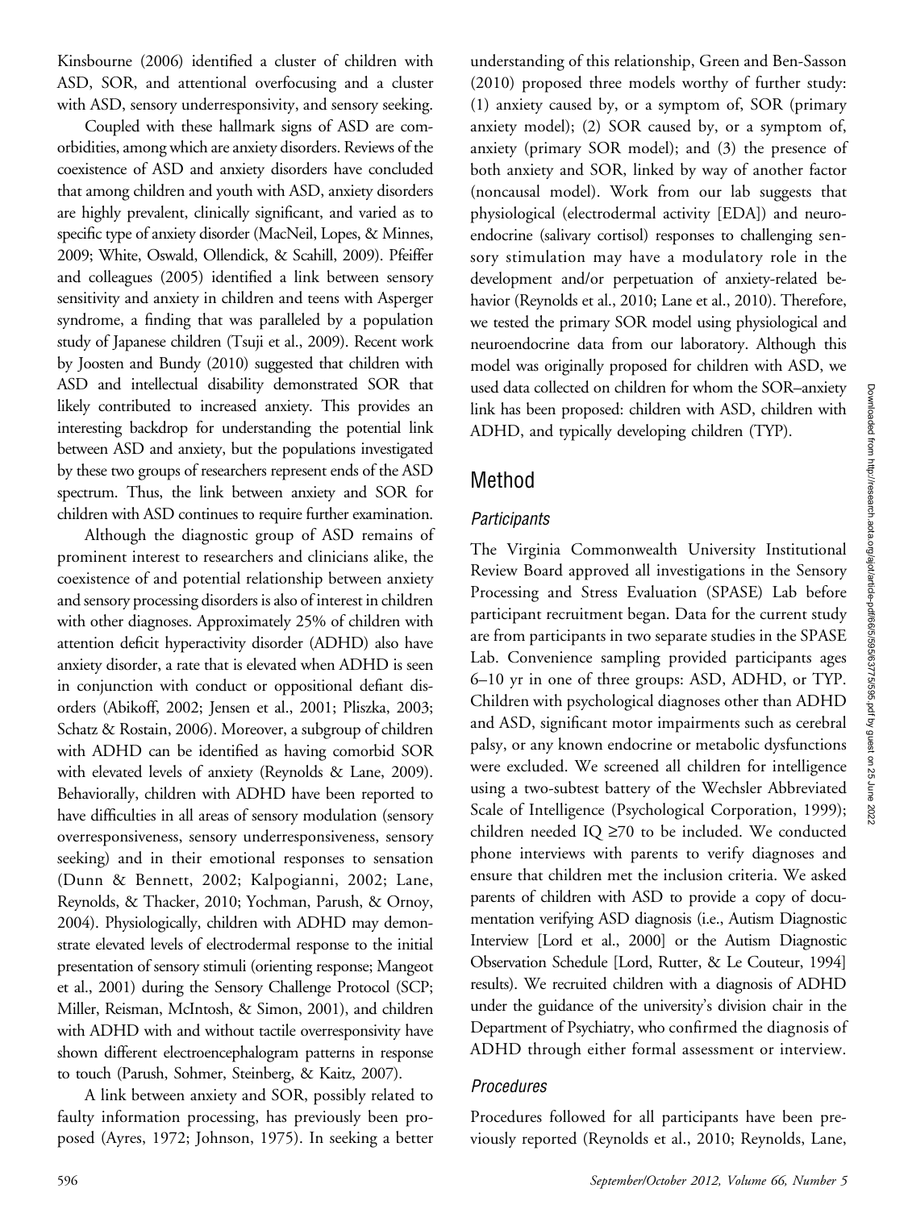Kinsbourne (2006) identified a cluster of children with ASD, SOR, and attentional overfocusing and a cluster with ASD, sensory underresponsivity, and sensory seeking.

Coupled with these hallmark signs of ASD are comorbidities, among which are anxiety disorders. Reviews of the coexistence of ASD and anxiety disorders have concluded that among children and youth with ASD, anxiety disorders are highly prevalent, clinically significant, and varied as to specific type of anxiety disorder (MacNeil, Lopes, & Minnes, 2009; White, Oswald, Ollendick, & Scahill, 2009). Pfeiffer and colleagues (2005) identified a link between sensory sensitivity and anxiety in children and teens with Asperger syndrome, a finding that was paralleled by a population study of Japanese children (Tsuji et al., 2009). Recent work by Joosten and Bundy (2010) suggested that children with ASD and intellectual disability demonstrated SOR that likely contributed to increased anxiety. This provides an interesting backdrop for understanding the potential link between ASD and anxiety, but the populations investigated by these two groups of researchers represent ends of the ASD spectrum. Thus, the link between anxiety and SOR for children with ASD continues to require further examination.

Although the diagnostic group of ASD remains of prominent interest to researchers and clinicians alike, the coexistence of and potential relationship between anxiety and sensory processing disorders is also of interest in children with other diagnoses. Approximately 25% of children with attention deficit hyperactivity disorder (ADHD) also have anxiety disorder, a rate that is elevated when ADHD is seen in conjunction with conduct or oppositional defiant disorders (Abikoff, 2002; Jensen et al., 2001; Pliszka, 2003; Schatz & Rostain, 2006). Moreover, a subgroup of children with ADHD can be identified as having comorbid SOR with elevated levels of anxiety (Reynolds & Lane, 2009). Behaviorally, children with ADHD have been reported to have difficulties in all areas of sensory modulation (sensory overresponsiveness, sensory underresponsiveness, sensory seeking) and in their emotional responses to sensation (Dunn & Bennett, 2002; Kalpogianni, 2002; Lane, Reynolds, & Thacker, 2010; Yochman, Parush, & Ornoy, 2004). Physiologically, children with ADHD may demonstrate elevated levels of electrodermal response to the initial presentation of sensory stimuli (orienting response; Mangeot et al., 2001) during the Sensory Challenge Protocol (SCP; Miller, Reisman, McIntosh, & Simon, 2001), and children with ADHD with and without tactile overresponsivity have shown different electroencephalogram patterns in response to touch (Parush, Sohmer, Steinberg, & Kaitz, 2007).

A link between anxiety and SOR, possibly related to faulty information processing, has previously been proposed (Ayres, 1972; Johnson, 1975). In seeking a better understanding of this relationship, Green and Ben-Sasson (2010) proposed three models worthy of further study: (1) anxiety caused by, or a symptom of, SOR (primary anxiety model); (2) SOR caused by, or a symptom of, anxiety (primary SOR model); and (3) the presence of both anxiety and SOR, linked by way of another factor (noncausal model). Work from our lab suggests that physiological (electrodermal activity [EDA]) and neuroendocrine (salivary cortisol) responses to challenging sensory stimulation may have a modulatory role in the development and/or perpetuation of anxiety-related behavior (Reynolds et al., 2010; Lane et al., 2010). Therefore, we tested the primary SOR model using physiological and neuroendocrine data from our laboratory. Although this model was originally proposed for children with ASD, we used data collected on children for whom the SOR–anxiety link has been proposed: children with ASD, children with ADHD, and typically developing children (TYP).

## Method

### *Participants*

The Virginia Commonwealth University Institutional Review Board approved all investigations in the Sensory Processing and Stress Evaluation (SPASE) Lab before participant recruitment began. Data for the current study are from participants in two separate studies in the SPASE Lab. Convenience sampling provided participants ages 6–10 yr in one of three groups: ASD, ADHD, or TYP. Children with psychological diagnoses other than ADHD and ASD, significant motor impairments such as cerebral palsy, or any known endocrine or metabolic dysfunctions were excluded. We screened all children for intelligence using a two-subtest battery of the Wechsler Abbreviated Scale of Intelligence (Psychological Corporation, 1999); children needed IQ ≥70 to be included. We conducted phone interviews with parents to verify diagnoses and ensure that children met the inclusion criteria. We asked parents of children with ASD to provide a copy of documentation verifying ASD diagnosis (i.e., Autism Diagnostic Interview [Lord et al., 2000] or the Autism Diagnostic Observation Schedule [Lord, Rutter, & Le Couteur, 1994] results). We recruited children with a diagnosis of ADHD under the guidance of the university's division chair in the Department of Psychiatry, who confirmed the diagnosis of ADHD through either formal assessment or interview.

### *Procedures*

Procedures followed for all participants have been previously reported (Reynolds et al., 2010; Reynolds, Lane,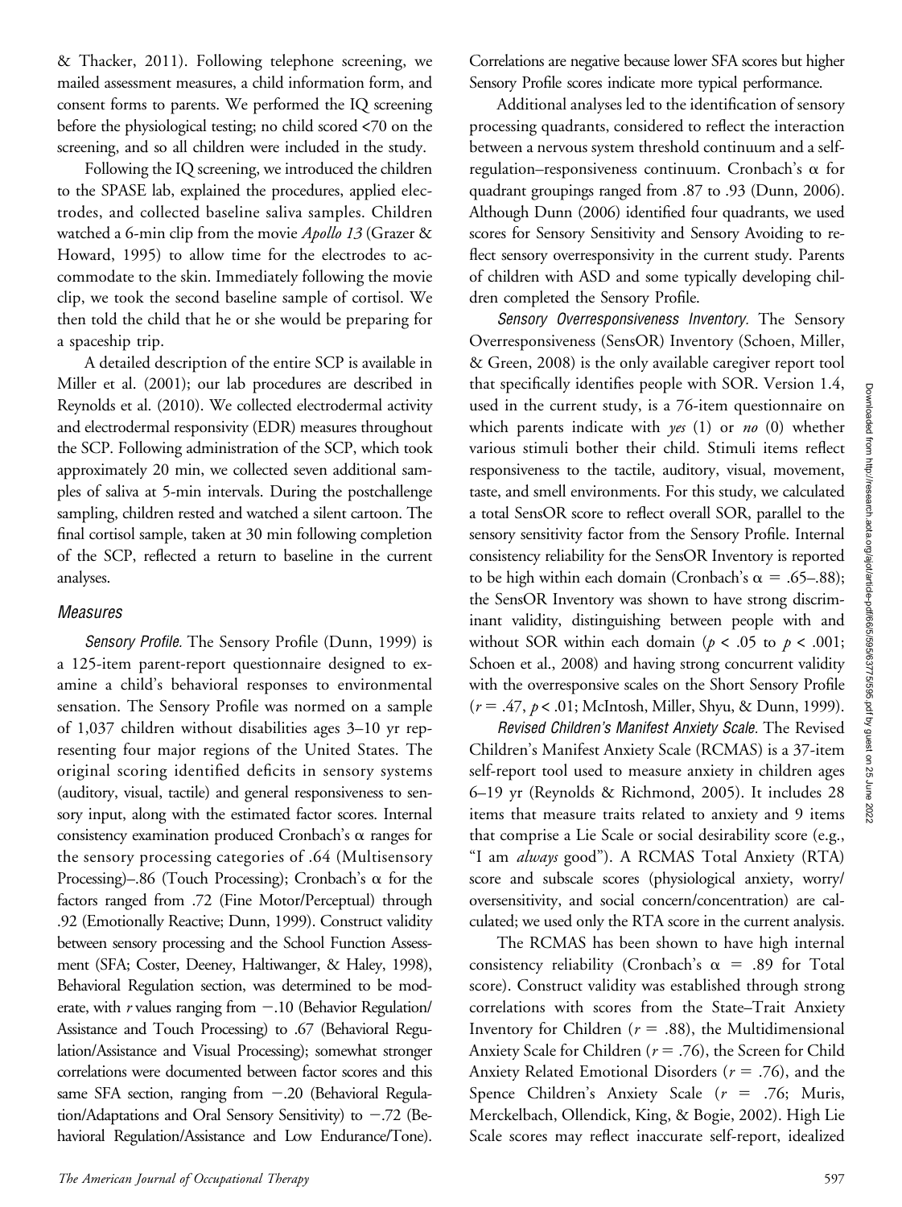& Thacker, 2011). Following telephone screening, we mailed assessment measures, a child information form, and consent forms to parents. We performed the IQ screening before the physiological testing; no child scored <70 on the screening, and so all children were included in the study.

Following the IQ screening, we introduced the children to the SPASE lab, explained the procedures, applied electrodes, and collected baseline saliva samples. Children watched a 6-min clip from the movie *Apollo 13* (Grazer & Howard, 1995) to allow time for the electrodes to accommodate to the skin. Immediately following the movie clip, we took the second baseline sample of cortisol. We then told the child that he or she would be preparing for a spaceship trip.

A detailed description of the entire SCP is available in Miller et al. (2001); our lab procedures are described in Reynolds et al. (2010). We collected electrodermal activity and electrodermal responsivity (EDR) measures throughout the SCP. Following administration of the SCP, which took approximately 20 min, we collected seven additional samples of saliva at 5-min intervals. During the postchallenge sampling, children rested and watched a silent cartoon. The final cortisol sample, taken at 30 min following completion of the SCP, reflected a return to baseline in the current analyses.

### Measures

*Sensory Profile.* The Sensory Profile (Dunn, 1999) is a 125-item parent-report questionnaire designed to examine a child's behavioral responses to environmental sensation. The Sensory Profile was normed on a sample of 1,037 children without disabilities ages 3–10 yr representing four major regions of the United States. The original scoring identified deficits in sensory systems (auditory, visual, tactile) and general responsiveness to sensory input, along with the estimated factor scores. Internal consistency examination produced Cronbach's $\alpha$ ranges for the sensory processing categories of .64 (Multisensory Processing)–.86 (Touch Processing); Cronbach's $\alpha$ for the factors ranged from .72 (Fine Motor/Perceptual) through .92 (Emotionally Reactive; Dunn, 1999). Construct validity between sensory processing and the School Function Assessment (SFA; Coster, Deeney, Haltiwanger, & Haley, 1998), Behavioral Regulation section, was determined to be moderate, with $r$ values ranging from $-.10$ (Behavior Regulation/Assistance and Touch Processing) to .67 (Behavioral Regulation/Assistance and Visual Processing); somewhat stronger correlations were documented between factor scores and this same SFA section, ranging from $-.20$ (Behavioral Regulation/Adaptations and Oral Sensory Sensitivity) to $-.72$ (Behavioral Regulation/Assistance and Low Endurance/Tone). Correlations are negative because lower SFA scores but higher Sensory Profile scores indicate more typical performance.

Additional analyses led to the identification of sensory processing quadrants, considered to reflect the interaction between a nervous system threshold continuum and a self-regulation–responsiveness continuum. Cronbach's $\alpha$ for quadrant groupings ranged from .87 to .93 (Dunn, 2006). Although Dunn (2006) identified four quadrants, we used scores for Sensory Sensitivity and Sensory Avoiding to reflect sensory overresponsivity in the current study. Parents of children with ASD and some typically developing children completed the Sensory Profile.

*Sensory Overresponsiveness Inventory.* The Sensory Overresponsiveness (SensOR) Inventory (Schoen, Miller, & Green, 2008) is the only available caregiver report tool that specifically identifies people with SOR. Version 1.4, used in the current study, is a 76-item questionnaire on which parents indicate with *yes* (1) or *no* (0) whether various stimuli bother their child. Stimuli items reflect responsiveness to the tactile, auditory, visual, movement, taste, and smell environments. For this study, we calculated a total SensOR score to reflect overall SOR, parallel to the sensory sensitivity factor from the Sensory Profile. Internal consistency reliability for the SensOR Inventory is reported to be high within each domain (Cronbach's $\alpha$ = .65–.88); the SensOR Inventory was shown to have strong discriminant validity, distinguishing between people with and without SOR within each domain ($p < .05$ to $p < .001$; Schoen et al., 2008) and having strong concurrent validity with the overresponsive scales on the Short Sensory Profile ($r = .47$, $p < .01$; McIntosh, Miller, Shyu, & Dunn, 1999).

*Revised Children's Manifest Anxiety Scale.* The Revised Children's Manifest Anxiety Scale (RCMAS) is a 37-item self-report tool used to measure anxiety in children ages 6–19 yr (Reynolds & Richmond, 2005). It includes 28 items that measure traits related to anxiety and 9 items that comprise a Lie Scale or social desirability score (e.g., "I am *always* good"). A RCMAS Total Anxiety (RTA) score and subscale scores (physiological anxiety, worry/oversensitivity, and social concern/concentration) are calculated; we used only the RTA score in the current analysis.

The RCMAS has been shown to have high internal consistency reliability (Cronbach's $\alpha$ = .89 for Total score). Construct validity was established through strong correlations with scores from the State–Trait Anxiety Inventory for Children ($r = .88$), the Multidimensional Anxiety Scale for Children ($r = .76$), the Screen for Child Anxiety Related Emotional Disorders ($r = .76$), and the Spence Children's Anxiety Scale ($r = .76$; Muris, Merckelbach, Ollendick, King, & Bogie, 2002). High Lie Scale scores may reflect inaccurate self-report, idealized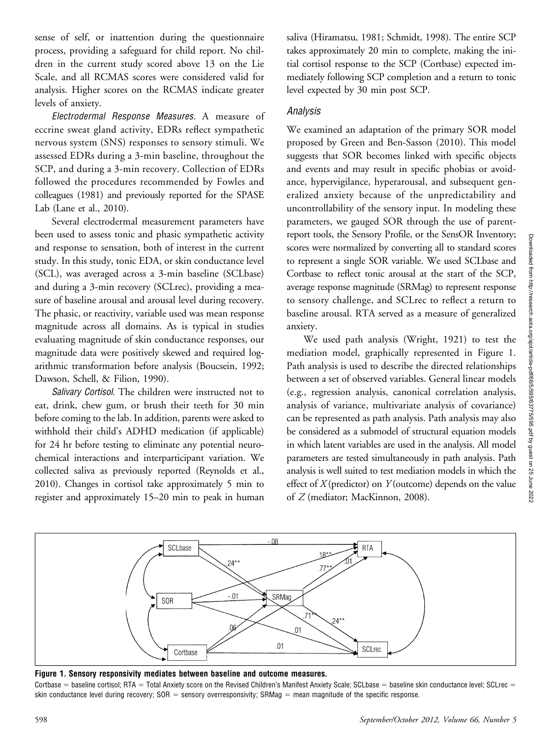sense of self, or inattention during the questionnaire process, providing a safeguard for child report. No children in the current study scored above 13 on the Lie Scale, and all RCMAS scores were considered valid for analysis. Higher scores on the RCMAS indicate greater levels of anxiety.

*Electrodermal Response Measures.* A measure of eccrine sweat gland activity, EDRs reflect sympathetic nervous system (SNS) responses to sensory stimuli. We assessed EDRs during a 3-min baseline, throughout the SCP, and during a 3-min recovery. Collection of EDRs followed the procedures recommended by Fowles and colleagues (1981) and previously reported for the SPASE Lab (Lane et al., 2010).

Several electrodermal measurement parameters have been used to assess tonic and phasic sympathetic activity and response to sensation, both of interest in the current study. In this study, tonic EDA, or skin conductance level (SCL), was averaged across a 3-min baseline (SCLbase) and during a 3-min recovery (SCLrec), providing a measure of baseline arousal and arousal level during recovery. The phasic, or reactivity, variable used was mean response magnitude across all domains. As is typical in studies evaluating magnitude of skin conductance responses, our magnitude data were positively skewed and required logarithmic transformation before analysis (Boucsein, 1992; Dawson, Schell, & Filion, 1990).

*Salivary Cortisol.* The children were instructed not to eat, drink, chew gum, or brush their teeth for 30 min before coming to the lab. In addition, parents were asked to withhold their child's ADHD medication (if applicable) for 24 hr before testing to eliminate any potential neurochemical interactions and interparticipant variation. We collected saliva as previously reported (Reynolds et al., 2010). Changes in cortisol take approximately 5 min to register and approximately 15–20 min to peak in human saliva (Hiramatsu, 1981; Schmidt, 1998). The entire SCP takes approximately 20 min to complete, making the initial cortisol response to the SCP (Cortbase) expected immediately following SCP completion and a return to tonic level expected by 30 min post SCP.

### Analysis

We examined an adaptation of the primary SOR model proposed by Green and Ben-Sasson (2010). This model suggests that SOR becomes linked with specific objects and events and may result in specific phobias or avoidance, hypervigilance, hyperarousal, and subsequent generalized anxiety because of the unpredictability and uncontrollability of the sensory input. In modeling these parameters, we gauged SOR through the use of parent-report tools, the Sensory Profile, or the SensOR Inventory; scores were normalized by converting all to standard scores to represent a single SOR variable. We used SCLbase and Cortbase to reflect tonic arousal at the start of the SCP, average response magnitude (SRMag) to represent response to sensory challenge, and SCLrec to reflect a return to baseline arousal. RTA served as a measure of generalized anxiety.

We used path analysis (Wright, 1921) to test the mediation model, graphically represented in Figure 1. Path analysis is used to describe the directed relationships between a set of observed variables. General linear models (e.g., regression analysis, canonical correlation analysis, analysis of variance, multivariate analysis of covariance) can be represented as path analysis. Path analysis may also be considered as a submodel of structural equation models in which latent variables are used in the analysis. All model parameters are tested simultaneously in path analysis. Path analysis is well suited to test mediation models in which the effect of $X$ (predictor) on $Y$ (outcome) depends on the value of $Z$ (mediator; MacKinnon, 2008).

**Figure 1. Sensory responsivity mediates between baseline and outcome measures.**

Cortbase = baseline cortisol; RTA = Total Anxiety score on the Revised Children's Manifest Anxiety Scale; SCLbase = baseline skin conductance level; SCLrec = skin conductance level during recovery; SOR = sensory overresponsivity; SRMag = mean magnitude of the specific response.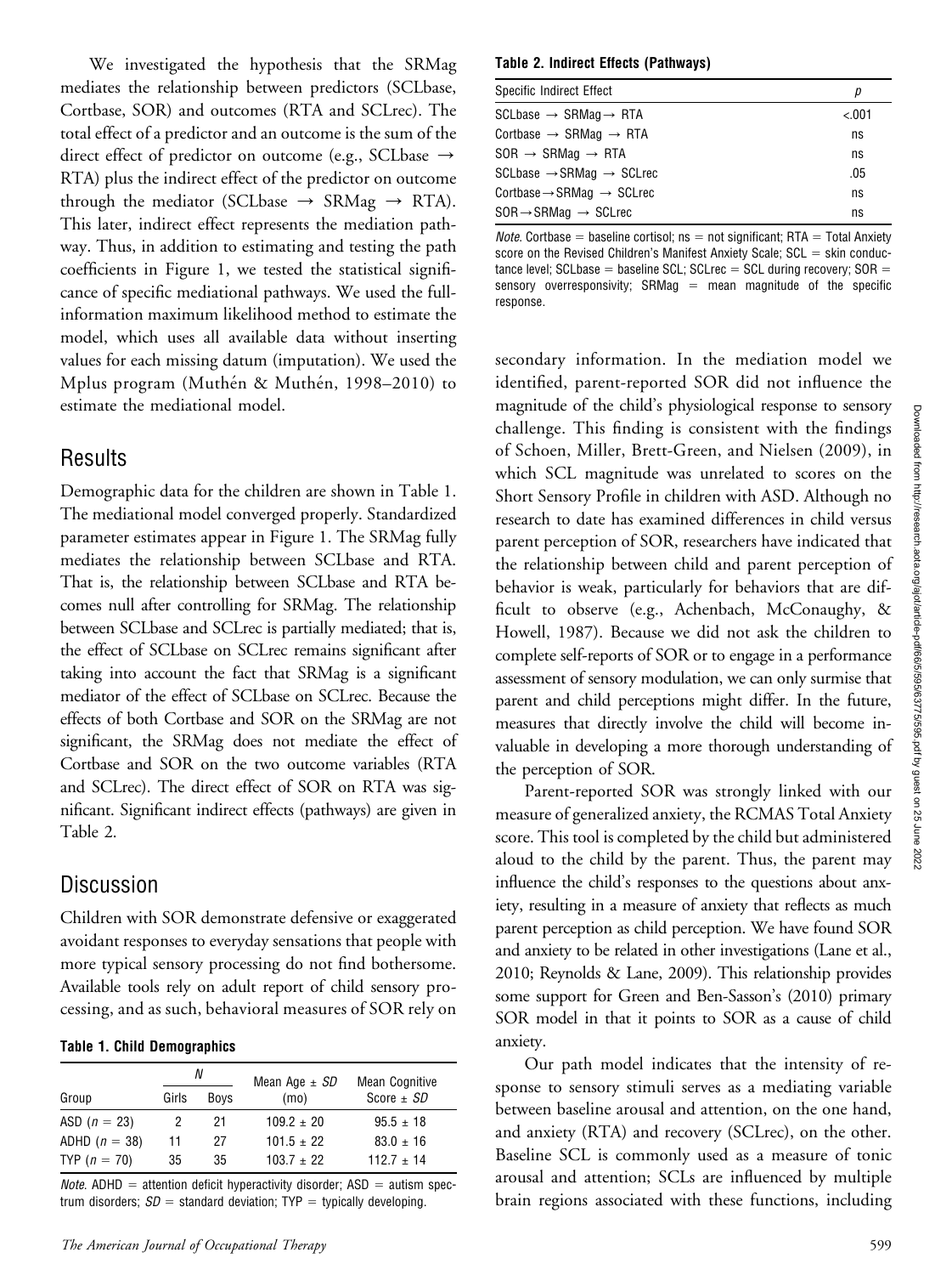We investigated the hypothesis that the SRMag mediates the relationship between predictors (SCLbase, Cortbase, SOR) and outcomes (RTA and SCLrec). The total effect of a predictor and an outcome is the sum of the direct effect of predictor on outcome (e.g., SCLbase → RTA) plus the indirect effect of the predictor on outcome through the mediator (SCLbase → SRMag → RTA). This later, indirect effect represents the mediation pathway. Thus, in addition to estimating and testing the path coefficients in Figure 1, we tested the statistical significance of specific mediational pathways. We used the full-information maximum likelihood method to estimate the model, which uses all available data without inserting values for each missing datum (imputation). We used the Mplus program (Muthén & Muthén, 1998–2010) to estimate the mediational model.

## Results

Demographic data for the children are shown in Table 1. The mediational model converged properly. Standardized parameter estimates appear in Figure 1. The SRMag fully mediates the relationship between SCLbase and RTA. That is, the relationship between SCLbase and RTA becomes null after controlling for SRMag. The relationship between SCLbase and SCLrec is partially mediated; that is, the effect of SCLbase on SCLrec remains significant after taking into account the fact that SRMag is a significant mediator of the effect of SCLbase on SCLrec. Because the effects of both Cortbase and SOR on the SRMag are not significant, the SRMag does not mediate the effect of Cortbase and SOR on the two outcome variables (RTA and SCLrec). The direct effect of SOR on RTA was significant. Significant indirect effects (pathways) are given in Table 2.

## Discussion

Children with SOR demonstrate defensive or exaggerated avoidant responses to everyday sensations that people with more typical sensory processing do not find bothersome. Available tools rely on adult report of child sensory processing, and as such, behavioral measures of SOR rely on secondary information. In the mediation model we identified, parent-reported SOR did not influence the magnitude of the child's physiological response to sensory challenge. This finding is consistent with the findings of Schoen, Miller, Brett-Green, and Nielsen (2009), in which SCL magnitude was unrelated to scores on the Short Sensory Profile in children with ASD. Although no research to date has examined differences in child versus parent perception of SOR, researchers have indicated that the relationship between child and parent perception of behavior is weak, particularly for behaviors that are difficult to observe (e.g., Achenbach, McConaughy, & Howell, 1987). Because we did not ask the children to complete self-reports of SOR or to engage in a performance assessment of sensory modulation, we can only surmise that parent and child perceptions might differ. In the future, measures that directly involve the child will become invaluable in developing a more thorough understanding of the perception of SOR.

**Table 1. Child Demographics**

| Group | N | | Mean Age ± *SD* (mo) | Mean Cognitive Score ± *SD* |
|---|---|---|---|---|
| | Girls | Boys | | |
| ASD ($n = 23$) | 2 | 21 | 109.2 ± 20 | 95.5 ± 18 |
| ADHD ($n = 38$) | 11 | 27 | 101.5 ± 22 | 83.0 ± 16 |
| TYP ($n = 70$) | 35 | 35 | 103.7 ± 22 | 112.7 ± 14 |

*Note*. ADHD = attention deficit hyperactivity disorder; ASD = autism spectrum disorders; *SD* = standard deviation; TYP = typically developing.

**Table 2. Indirect Effects (Pathways)**

| Specific Indirect Effect | *p* |
|---|---|
| SCLbase → SRMag → RTA | <.001 |
| Cortbase → SRMag → RTA | ns |
| SOR → SRMag → RTA | ns |
| SCLbase → SRMag → SCLrec | .05 |
| Cortbase → SRMag → SCLrec | ns |
| SOR → SRMag → SCLrec | ns |

*Note*. Cortbase = baseline cortisol; ns = not significant; RTA = Total Anxiety score on the Revised Children's Manifest Anxiety Scale; SCL = skin conductance level; SCLbase = baseline SCL; SCLrec = SCL during recovery; SOR = sensory overresponsivity; SRMag = mean magnitude of the specific response.

Parent-reported SOR was strongly linked with our measure of generalized anxiety, the RCMAS Total Anxiety score. This tool is completed by the child but administered aloud to the child by the parent. Thus, the parent may influence the child's responses to the questions about anxiety, resulting in a measure of anxiety that reflects as much parent perception as child perception. We have found SOR and anxiety to be related in other investigations (Lane et al., 2010; Reynolds & Lane, 2009). This relationship provides some support for Green and Ben-Sasson's (2010) primary SOR model in that it points to SOR as a cause of child anxiety.

Our path model indicates that the intensity of response to sensory stimuli serves as a mediating variable between baseline arousal and attention, on the one hand, and anxiety (RTA) and recovery (SCLrec), on the other. Baseline SCL is commonly used as a measure of tonic arousal and attention; SCLs are influenced by multiple brain regions associated with these functions, including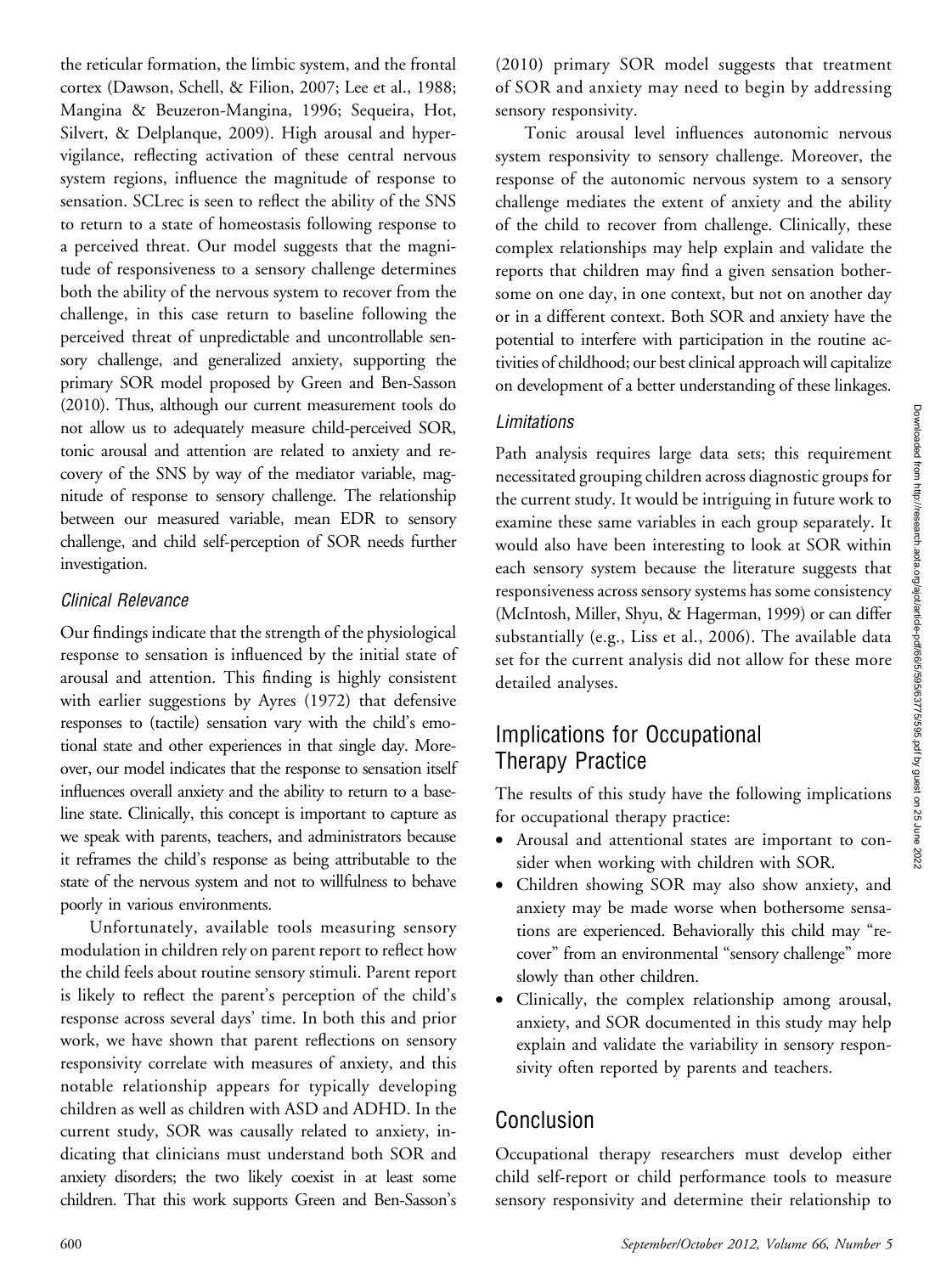the reticular formation, the limbic system, and the frontal cortex (Dawson, Schell, & Filion, 2007; Lee et al., 1988; Mangina & Beuzeron-Mangina, 1996; Sequeira, Hot, Silvert, & Delplanque, 2009). High arousal and hypervigilance, reflecting activation of these central nervous system regions, influence the magnitude of response to sensation. SCLrec is seen to reflect the ability of the SNS to return to a state of homeostasis following response to a perceived threat. Our model suggests that the magnitude of responsiveness to a sensory challenge determines both the ability of the nervous system to recover from the challenge, in this case return to baseline following the perceived threat of unpredictable and uncontrollable sensory challenge, and generalized anxiety, supporting the primary SOR model proposed by Green and Ben-Sasson (2010). Thus, although our current measurement tools do not allow us to adequately measure child-perceived SOR, tonic arousal and attention are related to anxiety and recovery of the SNS by way of the mediator variable, magnitude of response to sensory challenge. The relationship between our measured variable, mean EDR to sensory challenge, and child self-perception of SOR needs further investigation.

### Clinical Relevance

Our findings indicate that the strength of the physiological response to sensation is influenced by the initial state of arousal and attention. This finding is highly consistent with earlier suggestions by Ayres (1972) that defensive responses to (tactile) sensation vary with the child's emotional state and other experiences in that single day. Moreover, our model indicates that the response to sensation itself influences overall anxiety and the ability to return to a baseline state. Clinically, this concept is important to capture as we speak with parents, teachers, and administrators because it reframes the child's response as being attributable to the state of the nervous system and not to willfulness to behave poorly in various environments.

Unfortunately, available tools measuring sensory modulation in children rely on parent report to reflect how the child feels about routine sensory stimuli. Parent report is likely to reflect the parent's perception of the child's response across several days' time. In both this and prior work, we have shown that parent reflections on sensory responsivity correlate with measures of anxiety, and this notable relationship appears for typically developing children as well as children with ASD and ADHD. In the current study, SOR was causally related to anxiety, indicating that clinicians must understand both SOR and anxiety disorders; the two likely coexist in at least some children. That this work supports Green and Ben-Sasson's (2010) primary SOR model suggests that treatment of SOR and anxiety may need to begin by addressing sensory responsivity.

Tonic arousal level influences autonomic nervous system responsivity to sensory challenge. Moreover, the response of the autonomic nervous system to a sensory challenge mediates the extent of anxiety and the ability of the child to recover from challenge. Clinically, these complex relationships may help explain and validate the reports that children may find a given sensation bothersome on one day, in one context, but not on another day or in a different context. Both SOR and anxiety have the potential to interfere with participation in the routine activities of childhood; our best clinical approach will capitalize on development of a better understanding of these linkages.

### Limitations

Path analysis requires large data sets; this requirement necessitated grouping children across diagnostic groups for the current study. It would be intriguing in future work to examine these same variables in each group separately. It would also have been interesting to look at SOR within each sensory system because the literature suggests that responsiveness across sensory systems has some consistency (McIntosh, Miller, Shyu, & Hagerman, 1999) or can differ substantially (e.g., Liss et al., 2006). The available data set for the current analysis did not allow for these more detailed analyses.

## Implications for Occupational Therapy Practice

The results of this study have the following implications for occupational therapy practice:

- Arousal and attentional states are important to consider when working with children with SOR.
- Children showing SOR may also show anxiety, and anxiety may be made worse when bothersome sensations are experienced. Behaviorally this child may "recover" from an environmental "sensory challenge" more slowly than other children.
- Clinically, the complex relationship among arousal, anxiety, and SOR documented in this study may help explain and validate the variability in sensory responsivity often reported by parents and teachers.

## Conclusion

Occupational therapy researchers must develop either child self-report or child performance tools to measure sensory responsivity and determine their relationship to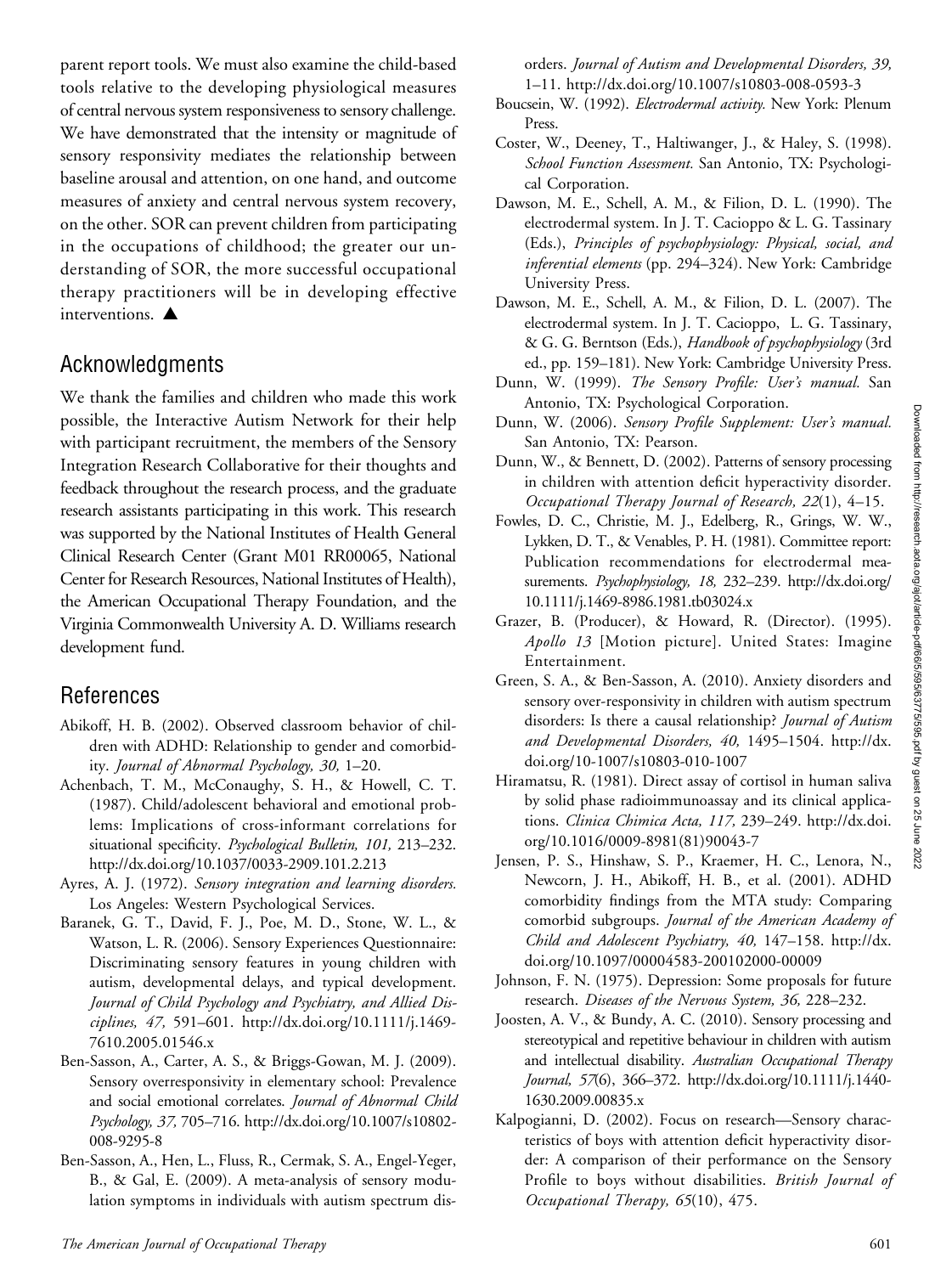parent report tools. We must also examine the child-based tools relative to the developing physiological measures of central nervous system responsiveness to sensory challenge. We have demonstrated that the intensity or magnitude of sensory responsivity mediates the relationship between baseline arousal and attention, on one hand, and outcome measures of anxiety and central nervous system recovery, on the other. SOR can prevent children from participating in the occupations of childhood; the greater our understanding of SOR, the more successful occupational therapy practitioners will be in developing effective interventions. ▲

## Acknowledgments

We thank the families and children who made this work possible, the Interactive Autism Network for their help with participant recruitment, the members of the Sensory Integration Research Collaborative for their thoughts and feedback throughout the research process, and the graduate research assistants participating in this work. This research was supported by the National Institutes of Health General Clinical Research Center (Grant M01 RR00065, National Center for Research Resources, National Institutes of Health), the American Occupational Therapy Foundation, and the Virginia Commonwealth University A. D. Williams research development fund.

## References

Abikoff, H. B. (2002). Observed classroom behavior of children with ADHD: Relationship to gender and comorbidity. *Journal of Abnormal Psychology, 30,* 1–20.

Achenbach, T. M., McConaughy, S. H., & Howell, C. T. (1987). Child/adolescent behavioral and emotional problems: Implications of cross-informant correlations for situational specificity. *Psychological Bulletin, 101,* 213–232. http://dx.doi.org/10.1037/0033-2909.101.2.213

Ayres, A. J. (1972). *Sensory integration and learning disorders.* Los Angeles: Western Psychological Services.

Baranek, G. T., David, F. J., Poe, M. D., Stone, W. L., & Watson, L. R. (2006). Sensory Experiences Questionnaire: Discriminating sensory features in young children with autism, developmental delays, and typical development. *Journal of Child Psychology and Psychiatry, and Allied Disciplines, 47,* 591–601. http://dx.doi.org/10.1111/j.1469-7610.2005.01546.x

Ben-Sasson, A., Carter, A. S., & Briggs-Gowan, M. J. (2009). Sensory overresponsivity in elementary school: Prevalence and social emotional correlates. *Journal of Abnormal Child Psychology, 37,* 705–716. http://dx.doi.org/10.1007/s10802-008-9295-8

Ben-Sasson, A., Hen, L., Fluss, R., Cermak, S. A., Engel-Yeger, B., & Gal, E. (2009). A meta-analysis of sensory modulation symptoms in individuals with autism spectrum disorders. *Journal of Autism and Developmental Disorders, 39,* 1–11. http://dx.doi.org/10.1007/s10803-008-0593-3

Boucsein, W. (1992). *Electrodermal activity.* New York: Plenum Press.

Coster, W., Deeney, T., Haltiwanger, J., & Haley, S. (1998). *School Function Assessment.* San Antonio, TX: Psychological Corporation.

Dawson, M. E., Schell, A. M., & Filion, D. L. (1990). The electrodermal system. In J. T. Cacioppo & L. G. Tassinary (Eds.), *Principles of psychophysiology: Physical, social, and inferential elements* (pp. 294–324). New York: Cambridge University Press.

Dawson, M. E., Schell, A. M., & Filion, D. L. (2007). The electrodermal system. In J. T. Cacioppo, L. G. Tassinary, & G. G. Berntson (Eds.), *Handbook of psychophysiology* (3rd ed., pp. 159–181). New York: Cambridge University Press.

Dunn, W. (1999). *The Sensory Profile: User's manual.* San Antonio, TX: Psychological Corporation.

Dunn, W. (2006). *Sensory Profile Supplement: User's manual.* San Antonio, TX: Pearson.

Dunn, W., & Bennett, D. (2002). Patterns of sensory processing in children with attention deficit hyperactivity disorder. *Occupational Therapy Journal of Research, 22*(1), 4–15.

Fowles, D. C., Christie, M. J., Edelberg, R., Grings, W. W., Lykken, D. T., & Venables, P. H. (1981). Committee report: Publication recommendations for electrodermal measurements. *Psychophysiology, 18,* 232–239. http://dx.doi.org/10.1111/j.1469-8986.1981.tb03024.x

Grazer, B. (Producer), & Howard, R. (Director). (1995). *Apollo 13* [Motion picture]. United States: Imagine Entertainment.

Green, S. A., & Ben-Sasson, A. (2010). Anxiety disorders and sensory over-responsivity in children with autism spectrum disorders: Is there a causal relationship? *Journal of Autism and Developmental Disorders, 40,* 1495–1504. http://dx.doi.org/10-1007/s10803-010-1007

Hiramatsu, R. (1981). Direct assay of cortisol in human saliva by solid phase radioimmunoassay and its clinical applications. *Clinica Chimica Acta, 117,* 239–249. http://dx.doi.org/10.1016/0009-8981(81)90043-7

Jensen, P. S., Hinshaw, S. P., Kraemer, H. C., Lenora, N., Newcorn, J. H., Abikoff, H. B., et al. (2001). ADHD comorbidity findings from the MTA study: Comparing comorbid subgroups. *Journal of the American Academy of Child and Adolescent Psychiatry, 40,* 147–158. http://dx.doi.org/10.1097/00004583-200102000-00009

Johnson, F. N. (1975). Depression: Some proposals for future research. *Diseases of the Nervous System, 36,* 228–232.

Joosten, A. V., & Bundy, A. C. (2010). Sensory processing and stereotypical and repetitive behaviour in children with autism and intellectual disability. *Australian Occupational Therapy Journal, 57*(6), 366–372. http://dx.doi.org/10.1111/j.1440-1630.2009.00835.x

Kalpogianni, D. (2002). Focus on research—Sensory characteristics of boys with attention deficit hyperactivity disorder: A comparison of their performance on the Sensory Profile to boys without disabilities. *British Journal of Occupational Therapy, 65*(10), 475.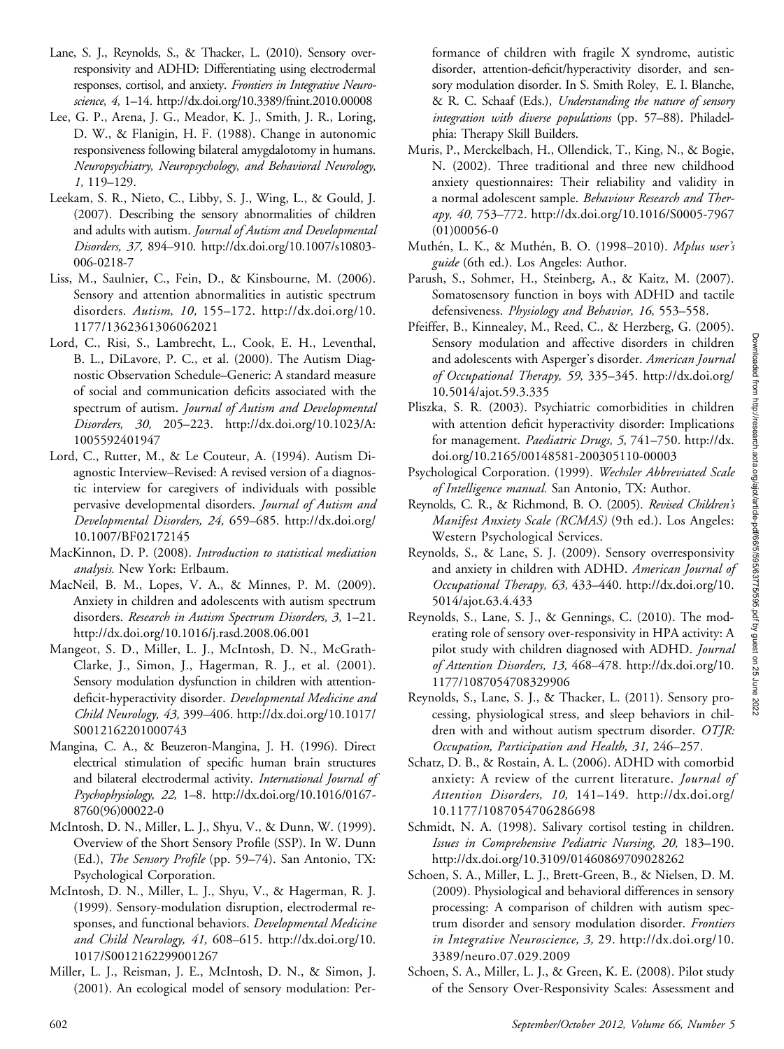Lane, S. J., Reynolds, S., & Thacker, L. (2010). Sensory over-responsivity and ADHD: Differentiating using electrodermal responses, cortisol, and anxiety. *Frontiers in Integrative Neuroscience, 4,* 1–14. http://dx.doi.org/10.3389/fnint.2010.00008

Lee, G. P., Arena, J. G., Meador, K. J., Smith, J. R., Loring, D. W., & Flanigin, H. F. (1988). Change in autonomic responsiveness following bilateral amygdalotomy in humans. *Neuropsychiatry, Neuropsychology, and Behavioral Neurology, 1,* 119–129.

Leekam, S. R., Nieto, C., Libby, S. J., Wing, L., & Gould, J. (2007). Describing the sensory abnormalities of children and adults with autism. *Journal of Autism and Developmental Disorders, 37,* 894–910. http://dx.doi.org/10.1007/s10803-006-0218-7

Liss, M., Saulnier, C., Fein, D., & Kinsbourne, M. (2006). Sensory and attention abnormalities in autistic spectrum disorders. *Autism, 10,* 155–172. http://dx.doi.org/10.1177/1362361306062021

Lord, C., Risi, S., Lambrecht, L., Cook, E. H., Leventhal, B. L., DiLavore, P. C., et al. (2000). The Autism Diagnostic Observation Schedule–Generic: A standard measure of social and communication deficits associated with the spectrum of autism. *Journal of Autism and Developmental Disorders, 30,* 205–223. http://dx.doi.org/10.1023/A:1005592401947

Lord, C., Rutter, M., & Le Couteur, A. (1994). Autism Diagnostic Interview–Revised: A revised version of a diagnostic interview for caregivers of individuals with possible pervasive developmental disorders. *Journal of Autism and Developmental Disorders, 24,* 659–685. http://dx.doi.org/10.1007/BF02172145

MacKinnon, D. P. (2008). *Introduction to statistical mediation analysis.* New York: Erlbaum.

MacNeil, B. M., Lopes, V. A., & Minnes, P. M. (2009). Anxiety in children and adolescents with autism spectrum disorders. *Research in Autism Spectrum Disorders, 3,* 1–21. http://dx.doi.org/10.1016/j.rasd.2008.06.001

Mangeot, S. D., Miller, L. J., McIntosh, D. N., McGrath-Clarke, J., Simon, J., Hagerman, R. J., et al. (2001). Sensory modulation dysfunction in children with attention-deficit-hyperactivity disorder. *Developmental Medicine and Child Neurology, 43,* 399–406. http://dx.doi.org/10.1017/S0012162201000743

Mangina, C. A., & Beuzeron-Mangina, J. H. (1996). Direct electrical stimulation of specific human brain structures and bilateral electrodermal activity. *International Journal of Psychophysiology, 22,* 1–8. http://dx.doi.org/10.1016/0167-8760(96)00022-0

McIntosh, D. N., Miller, L. J., Shyu, V., & Dunn, W. (1999). Overview of the Short Sensory Profile (SSP). In W. Dunn (Ed.), *The Sensory Profile* (pp. 59–74). San Antonio, TX: Psychological Corporation.

McIntosh, D. N., Miller, L. J., Shyu, V., & Hagerman, R. J. (1999). Sensory-modulation disruption, electrodermal responses, and functional behaviors. *Developmental Medicine and Child Neurology, 41,* 608–615. http://dx.doi.org/10.1017/S0012162299001267

Miller, L. J., Reisman, J. E., McIntosh, D. N., & Simon, J. (2001). An ecological model of sensory modulation: Performance of children with fragile X syndrome, autistic disorder, attention-deficit/hyperactivity disorder, and sensory modulation disorder. In S. Smith Roley, E. I. Blanche, & R. C. Schaaf (Eds.), *Understanding the nature of sensory integration with diverse populations* (pp. 57–88). Philadelphia: Therapy Skill Builders.

Muris, P., Merckelbach, H., Ollendick, T., King, N., & Bogie, N. (2002). Three traditional and three new childhood anxiety questionnaires: Their reliability and validity in a normal adolescent sample. *Behaviour Research and Therapy, 40,* 753–772. http://dx.doi.org/10.1016/S0005-7967(01)00056-0

Muthén, L. K., & Muthén, B. O. (1998–2010). *Mplus user's guide* (6th ed.). Los Angeles: Author.

Parush, S., Sohmer, H., Steinberg, A., & Kaitz, M. (2007). Somatosensory function in boys with ADHD and tactile defensiveness. *Physiology and Behavior, 16,* 553–558.

Pfeiffer, B., Kinnealey, M., Reed, C., & Herzberg, G. (2005). Sensory modulation and affective disorders in children and adolescents with Asperger's disorder. *American Journal of Occupational Therapy, 59,* 335–345. http://dx.doi.org/10.5014/ajot.59.3.335

Pliszka, S. R. (2003). Psychiatric comorbidities in children with attention deficit hyperactivity disorder: Implications for management. *Paediatric Drugs, 5,* 741–750. http://dx.doi.org/10.2165/00148581-200305110-00003

Psychological Corporation. (1999). *Wechsler Abbreviated Scale of Intelligence manual.* San Antonio, TX: Author.

Reynolds, C. R., & Richmond, B. O. (2005). *Revised Children's Manifest Anxiety Scale (RCMAS)* (9th ed.). Los Angeles: Western Psychological Services.

Reynolds, S., & Lane, S. J. (2009). Sensory overresponsivity and anxiety in children with ADHD. *American Journal of Occupational Therapy, 63,* 433–440. http://dx.doi.org/10.5014/ajot.63.4.433

Reynolds, S., Lane, S. J., & Gennings, C. (2010). The moderating role of sensory over-responsivity in HPA activity: A pilot study with children diagnosed with ADHD. *Journal of Attention Disorders, 13,* 468–478. http://dx.doi.org/10.1177/1087054708329906

Reynolds, S., Lane, S. J., & Thacker, L. (2011). Sensory processing, physiological stress, and sleep behaviors in children with and without autism spectrum disorder. *OTJR: Occupation, Participation and Health, 31,* 246–257.

Schatz, D. B., & Rostain, A. L. (2006). ADHD with comorbid anxiety: A review of the current literature. *Journal of Attention Disorders, 10,* 141–149. http://dx.doi.org/10.1177/1087054706286698

Schmidt, N. A. (1998). Salivary cortisol testing in children. *Issues in Comprehensive Pediatric Nursing, 20,* 183–190. http://dx.doi.org/10.3109/01460869709028262

Schoen, S. A., Miller, L. J., Brett-Green, B., & Nielsen, D. M. (2009). Physiological and behavioral differences in sensory processing: A comparison of children with autism spectrum disorder and sensory modulation disorder. *Frontiers in Integrative Neuroscience, 3,* 29. http://dx.doi.org/10.3389/neuro.07.029.2009

Schoen, S. A., Miller, L. J., & Green, K. E. (2008). Pilot study of the Sensory Over-Responsivity Scales: Assessment and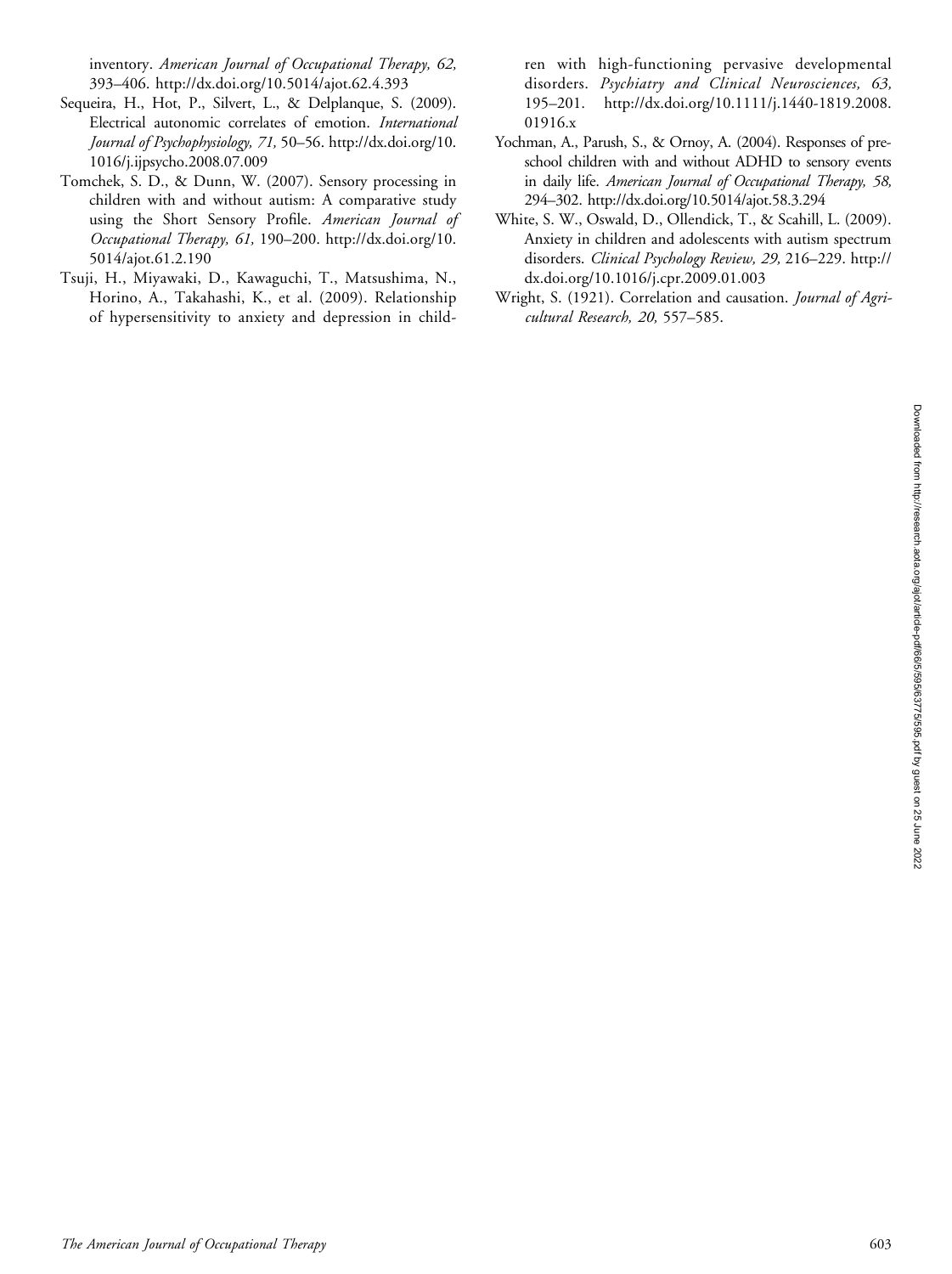inventory. *American Journal of Occupational Therapy, 62,* 393–406. http://dx.doi.org/10.5014/ajot.62.4.393

Sequeira, H., Hot, P., Silvert, L., & Delplanque, S. (2009). Electrical autonomic correlates of emotion. *International Journal of Psychophysiology, 71,* 50–56. http://dx.doi.org/10.1016/j.ijpsycho.2008.07.009

Tomchek, S. D., & Dunn, W. (2007). Sensory processing in children with and without autism: A comparative study using the Short Sensory Profile. *American Journal of Occupational Therapy, 61,* 190–200. http://dx.doi.org/10.5014/ajot.61.2.190

Tsuji, H., Miyawaki, D., Kawaguchi, T., Matsushima, N., Horino, A., Takahashi, K., et al. (2009). Relationship of hypersensitivity to anxiety and depression in children with high-functioning pervasive developmental disorders. *Psychiatry and Clinical Neurosciences, 63,* 195–201. http://dx.doi.org/10.1111/j.1440-1819.2008.01916.x

Yochman, A., Parush, S., & Ornoy, A. (2004). Responses of preschool children with and without ADHD to sensory events in daily life. *American Journal of Occupational Therapy, 58,* 294–302. http://dx.doi.org/10.5014/ajot.58.3.294

White, S. W., Oswald, D., Ollendick, T., & Scahill, L. (2009). Anxiety in children and adolescents with autism spectrum disorders. *Clinical Psychology Review, 29,* 216–229. http://dx.doi.org/10.1016/j.cpr.2009.01.003

Wright, S. (1921). Correlation and causation. *Journal of Agricultural Research, 20,* 557–585.